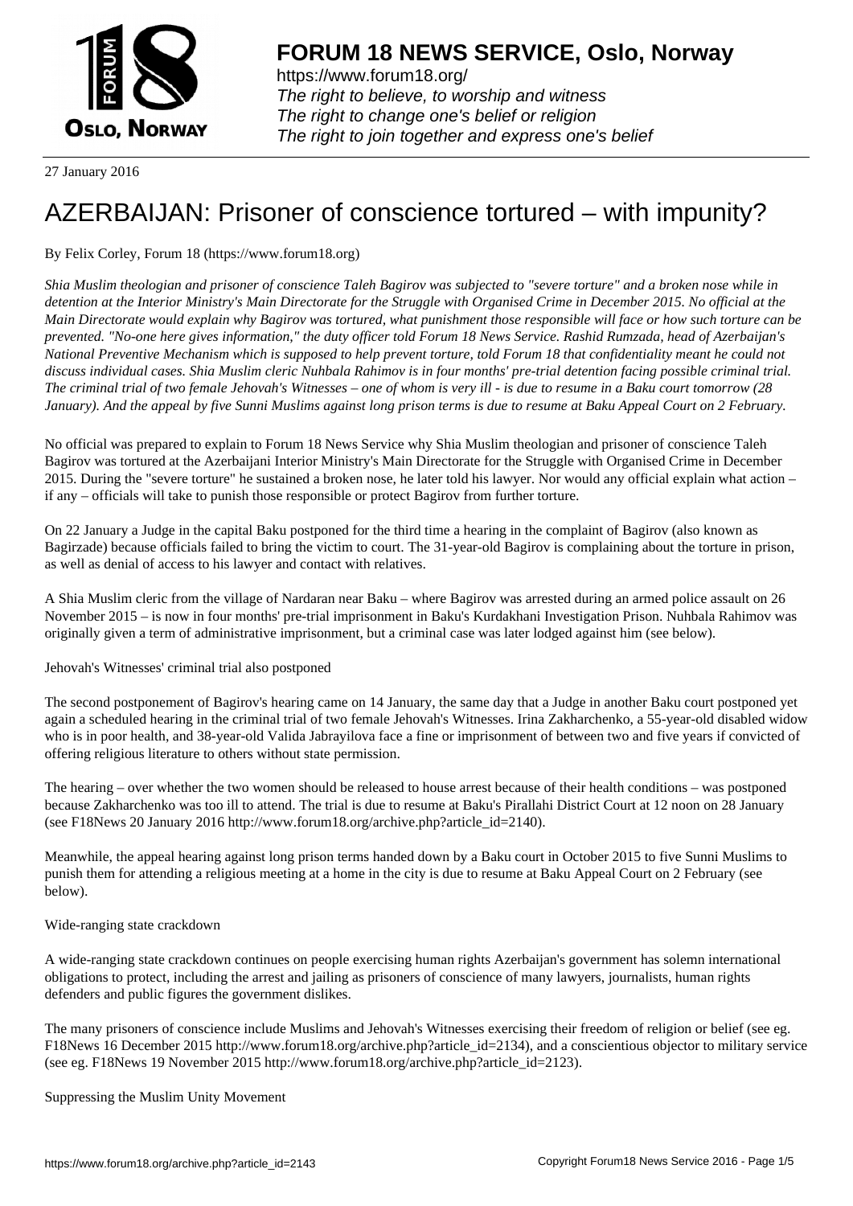# FORUM 18 NEWS SERVICE, Oslo, Norway

https://www.forum18.org/
*The right to believe, to worship and witness*
*The right to change one's belief or religion*
*The right to join together and express one's belief*

27 January 2016

# AZERBAIJAN: Prisoner of conscience tortured – with impunity?

By Felix Corley, Forum 18 (https://www.forum18.org)

*Shia Muslim theologian and prisoner of conscience Taleh Bagirov was subjected to "severe torture" and a broken nose while in detention at the Interior Ministry's Main Directorate for the Struggle with Organised Crime in December 2015. No official at the Main Directorate would explain why Bagirov was tortured, what punishment those responsible will face or how such torture can be prevented. "No-one here gives information," the duty officer told Forum 18 News Service. Rashid Rumzada, head of Azerbaijan's National Preventive Mechanism which is supposed to help prevent torture, told Forum 18 that confidentiality meant he could not discuss individual cases. Shia Muslim cleric Nuhbala Rahimov is in four months' pre-trial detention facing possible criminal trial. The criminal trial of two female Jehovah's Witnesses – one of whom is very ill - is due to resume in a Baku court tomorrow (28 January). And the appeal by five Sunni Muslims against long prison terms is due to resume at Baku Appeal Court on 2 February.*

No official was prepared to explain to Forum 18 News Service why Shia Muslim theologian and prisoner of conscience Taleh Bagirov was tortured at the Azerbaijani Interior Ministry's Main Directorate for the Struggle with Organised Crime in December 2015. During the "severe torture" he sustained a broken nose, he later told his lawyer. Nor would any official explain what action – if any – officials will take to punish those responsible or protect Bagirov from further torture.

On 22 January a Judge in the capital Baku postponed for the third time a hearing in the complaint of Bagirov (also known as Bagirzade) because officials failed to bring the victim to court. The 31-year-old Bagirov is complaining about the torture in prison, as well as denial of access to his lawyer and contact with relatives.

A Shia Muslim cleric from the village of Nardaran near Baku – where Bagirov was arrested during an armed police assault on 26 November 2015 – is now in four months' pre-trial imprisonment in Baku's Kurdakhani Investigation Prison. Nuhbala Rahimov was originally given a term of administrative imprisonment, but a criminal case was later lodged against him (see below).

Jehovah's Witnesses' criminal trial also postponed

The second postponement of Bagirov's hearing came on 14 January, the same day that a Judge in another Baku court postponed yet again a scheduled hearing in the criminal trial of two female Jehovah's Witnesses. Irina Zakharchenko, a 55-year-old disabled widow who is in poor health, and 38-year-old Valida Jabrayilova face a fine or imprisonment of between two and five years if convicted of offering religious literature to others without state permission.

The hearing – over whether the two women should be released to house arrest because of their health conditions – was postponed because Zakharchenko was too ill to attend. The trial is due to resume at Baku's Pirallahi District Court at 12 noon on 28 January (see F18News 20 January 2016 http://www.forum18.org/archive.php?article_id=2140).

Meanwhile, the appeal hearing against long prison terms handed down by a Baku court in October 2015 to five Sunni Muslims to punish them for attending a religious meeting at a home in the city is due to resume at Baku Appeal Court on 2 February (see below).

Wide-ranging state crackdown

A wide-ranging state crackdown continues on people exercising human rights Azerbaijan's government has solemn international obligations to protect, including the arrest and jailing as prisoners of conscience of many lawyers, journalists, human rights defenders and public figures the government dislikes.

The many prisoners of conscience include Muslims and Jehovah's Witnesses exercising their freedom of religion or belief (see eg. F18News 16 December 2015 http://www.forum18.org/archive.php?article_id=2134), and a conscientious objector to military service (see eg. F18News 19 November 2015 http://www.forum18.org/archive.php?article_id=2123).

Suppressing the Muslim Unity Movement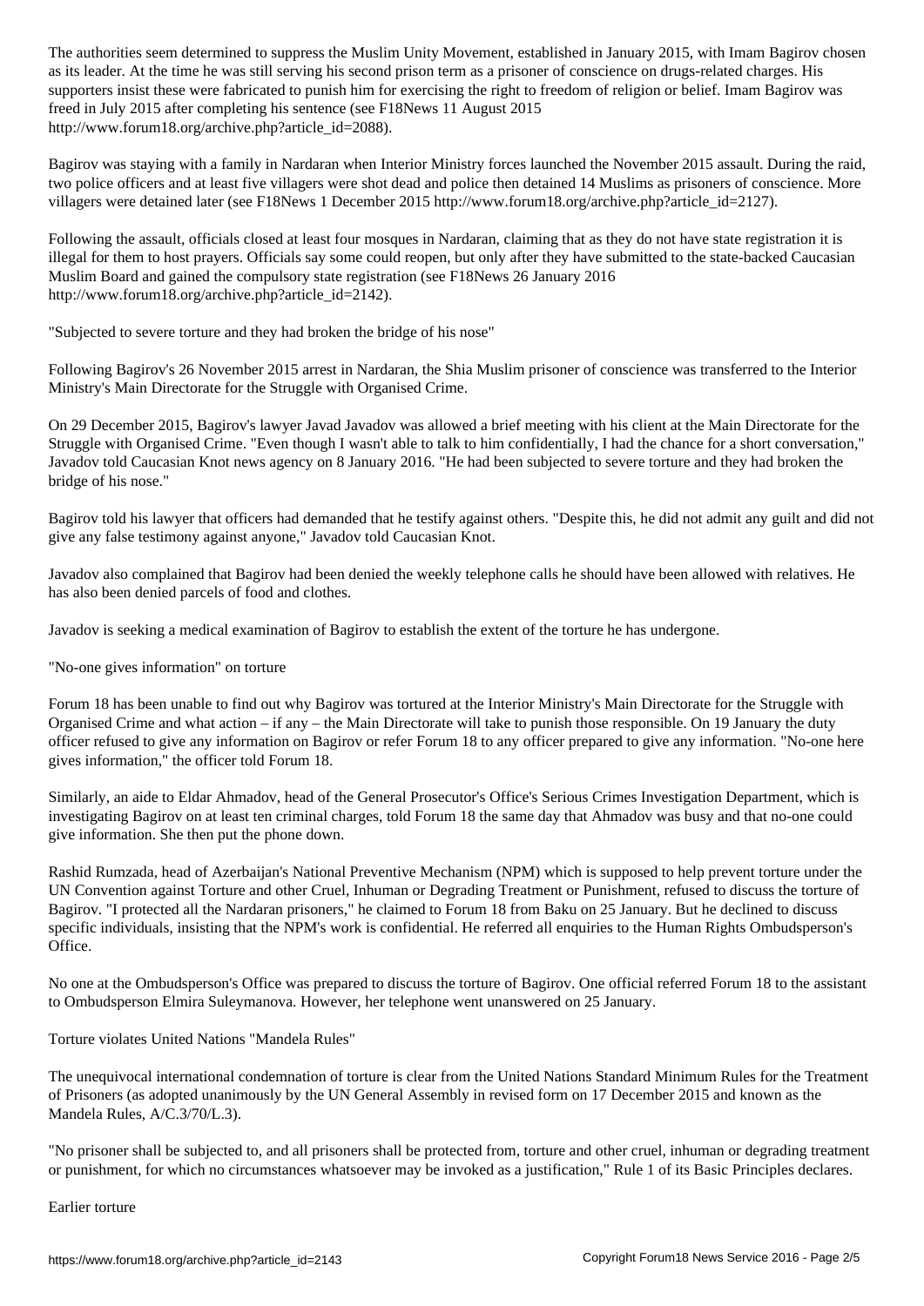The authorities seem determined to suppress the Muslim Unity Movement, established in January 2015, with Imam Bagirov chosen as its leader. At the time he was still serving his second prison term as a prisoner of conscience on drugs-related charges. His supporters insist these were fabricated to punish him for exercising the right to freedom of religion or belief. Imam Bagirov was freed in July 2015 after completing his sentence (see F18News 11 August 2015 http://www.forum18.org/archive.php?article_id=2088).

Bagirov was staying with a family in Nardaran when Interior Ministry forces launched the November 2015 assault. During the raid, two police officers and at least five villagers were shot dead and police then detained 14 Muslims as prisoners of conscience. More villagers were detained later (see F18News 1 December 2015 http://www.forum18.org/archive.php?article_id=2127).

Following the assault, officials closed at least four mosques in Nardaran, claiming that as they do not have state registration it is illegal for them to host prayers. Officials say some could reopen, but only after they have submitted to the state-backed Caucasian Muslim Board and gained the compulsory state registration (see F18News 26 January 2016 http://www.forum18.org/archive.php?article_id=2142).

## "Subjected to severe torture and they had broken the bridge of his nose"

Following Bagirov's 26 November 2015 arrest in Nardaran, the Shia Muslim prisoner of conscience was transferred to the Interior Ministry's Main Directorate for the Struggle with Organised Crime.

On 29 December 2015, Bagirov's lawyer Javad Javadov was allowed a brief meeting with his client at the Main Directorate for the Struggle with Organised Crime. "Even though I wasn't able to talk to him confidentially, I had the chance for a short conversation," Javadov told Caucasian Knot news agency on 8 January 2016. "He had been subjected to severe torture and they had broken the bridge of his nose."

Bagirov told his lawyer that officers had demanded that he testify against others. "Despite this, he did not admit any guilt and did not give any false testimony against anyone," Javadov told Caucasian Knot.

Javadov also complained that Bagirov had been denied the weekly telephone calls he should have been allowed with relatives. He has also been denied parcels of food and clothes.

Javadov is seeking a medical examination of Bagirov to establish the extent of the torture he has undergone.

## "No-one gives information" on torture

Forum 18 has been unable to find out why Bagirov was tortured at the Interior Ministry's Main Directorate for the Struggle with Organised Crime and what action – if any – the Main Directorate will take to punish those responsible. On 19 January the duty officer refused to give any information on Bagirov or refer Forum 18 to any officer prepared to give any information. "No-one here gives information," the officer told Forum 18.

Similarly, an aide to Eldar Ahmadov, head of the General Prosecutor's Office's Serious Crimes Investigation Department, which is investigating Bagirov on at least ten criminal charges, told Forum 18 the same day that Ahmadov was busy and that no-one could give information. She then put the phone down.

Rashid Rumzada, head of Azerbaijan's National Preventive Mechanism (NPM) which is supposed to help prevent torture under the UN Convention against Torture and other Cruel, Inhuman or Degrading Treatment or Punishment, refused to discuss the torture of Bagirov. "I protected all the Nardaran prisoners," he claimed to Forum 18 from Baku on 25 January. But he declined to discuss specific individuals, insisting that the NPM's work is confidential. He referred all enquiries to the Human Rights Ombudsperson's Office.

No one at the Ombudsperson's Office was prepared to discuss the torture of Bagirov. One official referred Forum 18 to the assistant to Ombudsperson Elmira Suleymanova. However, her telephone went unanswered on 25 January.

## Torture violates United Nations "Mandela Rules"

The unequivocal international condemnation of torture is clear from the United Nations Standard Minimum Rules for the Treatment of Prisoners (as adopted unanimously by the UN General Assembly in revised form on 17 December 2015 and known as the Mandela Rules, A/C.3/70/L.3).

"No prisoner shall be subjected to, and all prisoners shall be protected from, torture and other cruel, inhuman or degrading treatment or punishment, for which no circumstances whatsoever may be invoked as a justification," Rule 1 of its Basic Principles declares.

## Earlier torture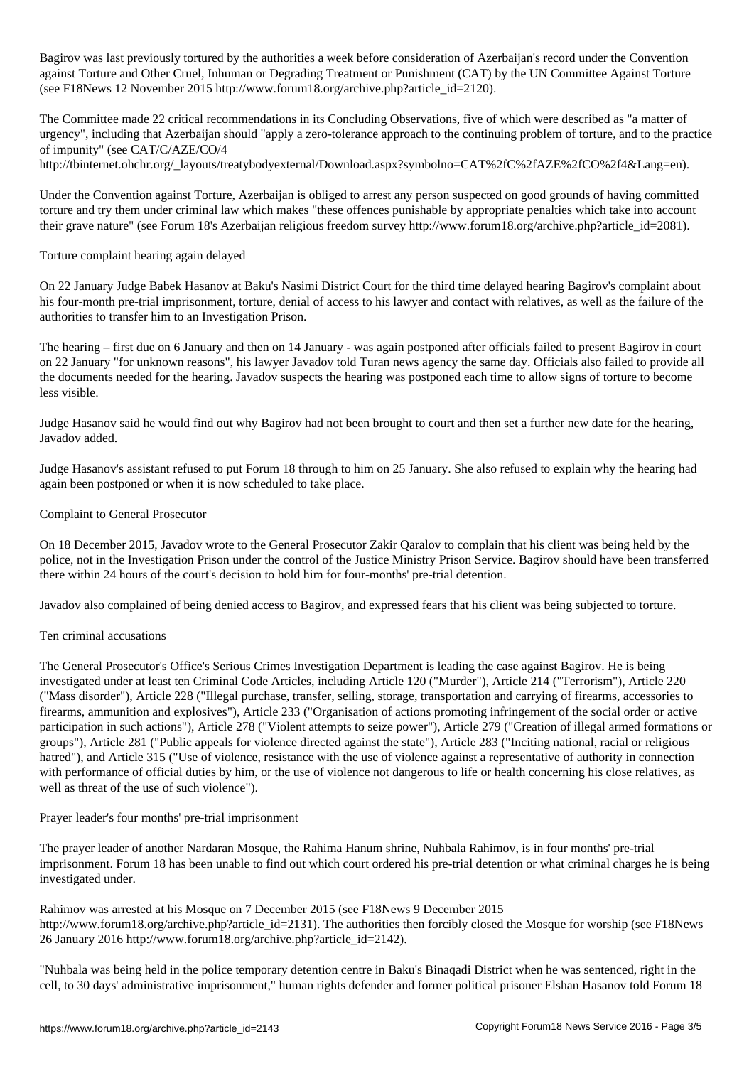Bagirov was last previously tortured by the authorities a week before consideration of Azerbaijan's record under the Convention against Torture and Other Cruel, Inhuman or Degrading Treatment or Punishment (CAT) by the UN Committee Against Torture (see F18News 12 November 2015 http://www.forum18.org/archive.php?article_id=2120).

The Committee made 22 critical recommendations in its Concluding Observations, five of which were described as "a matter of urgency", including that Azerbaijan should "apply a zero-tolerance approach to the continuing problem of torture, and to the practice of impunity" (see CAT/C/AZE/CO/4 http://tbinternet.ohchr.org/_layouts/treatybodyexternal/Download.aspx?symbolno=CAT%2fC%2fAZE%2fCO%2f4&Lang=en).

Under the Convention against Torture, Azerbaijan is obliged to arrest any person suspected on good grounds of having committed torture and try them under criminal law which makes "these offences punishable by appropriate penalties which take into account their grave nature" (see Forum 18's Azerbaijan religious freedom survey http://www.forum18.org/archive.php?article_id=2081).

## Torture complaint hearing again delayed

On 22 January Judge Babek Hasanov at Baku's Nasimi District Court for the third time delayed hearing Bagirov's complaint about his four-month pre-trial imprisonment, torture, denial of access to his lawyer and contact with relatives, as well as the failure of the authorities to transfer him to an Investigation Prison.

The hearing – first due on 6 January and then on 14 January - was again postponed after officials failed to present Bagirov in court on 22 January "for unknown reasons", his lawyer Javadov told Turan news agency the same day. Officials also failed to provide all the documents needed for the hearing. Javadov suspects the hearing was postponed each time to allow signs of torture to become less visible.

Judge Hasanov said he would find out why Bagirov had not been brought to court and then set a further new date for the hearing, Javadov added.

Judge Hasanov's assistant refused to put Forum 18 through to him on 25 January. She also refused to explain why the hearing had again been postponed or when it is now scheduled to take place.

## Complaint to General Prosecutor

On 18 December 2015, Javadov wrote to the General Prosecutor Zakir Qaralov to complain that his client was being held by the police, not in the Investigation Prison under the control of the Justice Ministry Prison Service. Bagirov should have been transferred there within 24 hours of the court's decision to hold him for four-months' pre-trial detention.

Javadov also complained of being denied access to Bagirov, and expressed fears that his client was being subjected to torture.

## Ten criminal accusations

The General Prosecutor's Office's Serious Crimes Investigation Department is leading the case against Bagirov. He is being investigated under at least ten Criminal Code Articles, including Article 120 ("Murder"), Article 214 ("Terrorism"), Article 220 ("Mass disorder"), Article 228 ("Illegal purchase, transfer, selling, storage, transportation and carrying of firearms, accessories to firearms, ammunition and explosives"), Article 233 ("Organisation of actions promoting infringement of the social order or active participation in such actions"), Article 278 ("Violent attempts to seize power"), Article 279 ("Creation of illegal armed formations or groups"), Article 281 ("Public appeals for violence directed against the state"), Article 283 ("Inciting national, racial or religious hatred"), and Article 315 ("Use of violence, resistance with the use of violence against a representative of authority in connection with performance of official duties by him, or the use of violence not dangerous to life or health concerning his close relatives, as well as threat of the use of such violence").

## Prayer leader's four months' pre-trial imprisonment

The prayer leader of another Nardaran Mosque, the Rahima Hanum shrine, Nuhbala Rahimov, is in four months' pre-trial imprisonment. Forum 18 has been unable to find out which court ordered his pre-trial detention or what criminal charges he is being investigated under.

Rahimov was arrested at his Mosque on 7 December 2015 (see F18News 9 December 2015 http://www.forum18.org/archive.php?article_id=2131). The authorities then forcibly closed the Mosque for worship (see F18News 26 January 2016 http://www.forum18.org/archive.php?article_id=2142).

"Nuhbala was being held in the police temporary detention centre in Baku's Binaqadi District when he was sentenced, right in the cell, to 30 days' administrative imprisonment," human rights defender and former political prisoner Elshan Hasanov told Forum 18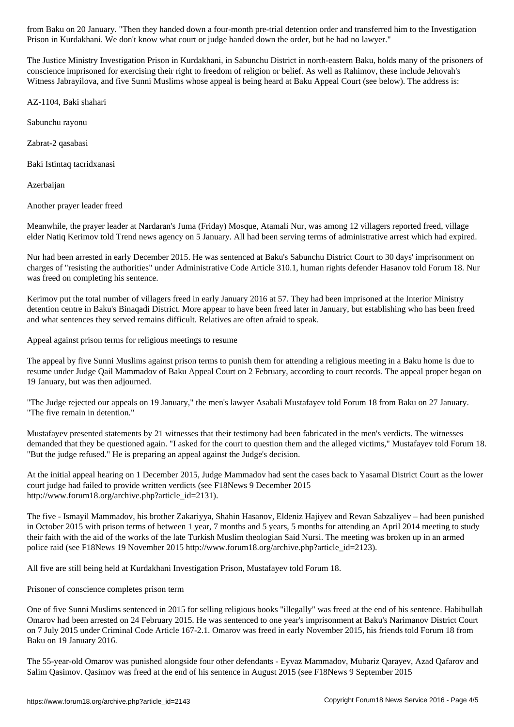from Baku on 20 January. "Then they handed down a four-month pre-trial detention order and transferred him to the Investigation Prison in Kurdakhani. We don't know what court or judge handed down the order, but he had no lawyer."

The Justice Ministry Investigation Prison in Kurdakhani, in Sabunchu District in north-eastern Baku, holds many of the prisoners of conscience imprisoned for exercising their right to freedom of religion or belief. As well as Rahimov, these include Jehovah's Witness Jabrayilova, and five Sunni Muslims whose appeal is being heard at Baku Appeal Court (see below). The address is:

AZ-1104, Baki shahari

Sabunchu rayonu

Zabrat-2 qasabasi

Baki Istintaq tacridxanasi

Azerbaijan

## Another prayer leader freed

Meanwhile, the prayer leader at Nardaran's Juma (Friday) Mosque, Atamali Nur, was among 12 villagers reported freed, village elder Natiq Kerimov told Trend news agency on 5 January. All had been serving terms of administrative arrest which had expired.

Nur had been arrested in early December 2015. He was sentenced at Baku's Sabunchu District Court to 30 days' imprisonment on charges of "resisting the authorities" under Administrative Code Article 310.1, human rights defender Hasanov told Forum 18. Nur was freed on completing his sentence.

Kerimov put the total number of villagers freed in early January 2016 at 57. They had been imprisoned at the Interior Ministry detention centre in Baku's Binaqadi District. More appear to have been freed later in January, but establishing who has been freed and what sentences they served remains difficult. Relatives are often afraid to speak.

## Appeal against prison terms for religious meetings to resume

The appeal by five Sunni Muslims against prison terms to punish them for attending a religious meeting in a Baku home is due to resume under Judge Qail Mammadov of Baku Appeal Court on 2 February, according to court records. The appeal proper began on 19 January, but was then adjourned.

"The Judge rejected our appeals on 19 January," the men's lawyer Asabali Mustafayev told Forum 18 from Baku on 27 January. "The five remain in detention."

Mustafayev presented statements by 21 witnesses that their testimony had been fabricated in the men's verdicts. The witnesses demanded that they be questioned again. "I asked for the court to question them and the alleged victims," Mustafayev told Forum 18. "But the judge refused." He is preparing an appeal against the Judge's decision.

At the initial appeal hearing on 1 December 2015, Judge Mammadov had sent the cases back to Yasamal District Court as the lower court judge had failed to provide written verdicts (see F18News 9 December 2015 http://www.forum18.org/archive.php?article_id=2131).

The five - Ismayil Mammadov, his brother Zakariyya, Shahin Hasanov, Eldeniz Hajiyev and Revan Sabzaliyev – had been punished in October 2015 with prison terms of between 1 year, 7 months and 5 years, 5 months for attending an April 2014 meeting to study their faith with the aid of the works of the late Turkish Muslim theologian Said Nursi. The meeting was broken up in an armed police raid (see F18News 19 November 2015 http://www.forum18.org/archive.php?article_id=2123).

All five are still being held at Kurdakhani Investigation Prison, Mustafayev told Forum 18.

## Prisoner of conscience completes prison term

One of five Sunni Muslims sentenced in 2015 for selling religious books "illegally" was freed at the end of his sentence. Habibullah Omarov had been arrested on 24 February 2015. He was sentenced to one year's imprisonment at Baku's Narimanov District Court on 7 July 2015 under Criminal Code Article 167-2.1. Omarov was freed in early November 2015, his friends told Forum 18 from Baku on 19 January 2016.

The 55-year-old Omarov was punished alongside four other defendants - Eyvaz Mammadov, Mubariz Qarayev, Azad Qafarov and Salim Qasimov. Qasimov was freed at the end of his sentence in August 2015 (see F18News 9 September 2015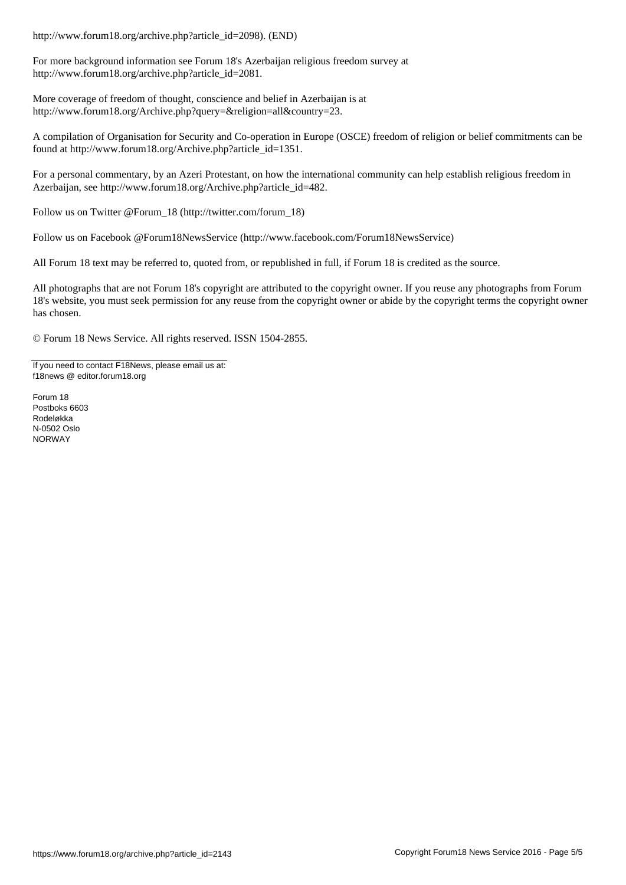http://www.forum18.org/archive.php?article_id=2098). (END)

For more background information see Forum 18's Azerbaijan religious freedom survey at http://www.forum18.org/archive.php?article_id=2081.

More coverage of freedom of thought, conscience and belief in Azerbaijan is at http://www.forum18.org/Archive.php?query=&religion=all&country=23.

A compilation of Organisation for Security and Co-operation in Europe (OSCE) freedom of religion or belief commitments can be found at http://www.forum18.org/Archive.php?article_id=1351.

For a personal commentary, by an Azeri Protestant, on how the international community can help establish religious freedom in Azerbaijan, see http://www.forum18.org/Archive.php?article_id=482.

Follow us on Twitter @Forum_18 (http://twitter.com/forum_18)

Follow us on Facebook @Forum18NewsService (http://www.facebook.com/Forum18NewsService)

All Forum 18 text may be referred to, quoted from, or republished in full, if Forum 18 is credited as the source.

All photographs that are not Forum 18's copyright are attributed to the copyright owner. If you reuse any photographs from Forum 18's website, you must seek permission for any reuse from the copyright owner or abide by the copyright terms the copyright owner has chosen.

© Forum 18 News Service. All rights reserved. ISSN 1504-2855.

If you need to contact F18News, please email us at:
f18news @ editor.forum18.org

Forum 18
Postboks 6603
Rodeløkka
N-0502 Oslo
NORWAY